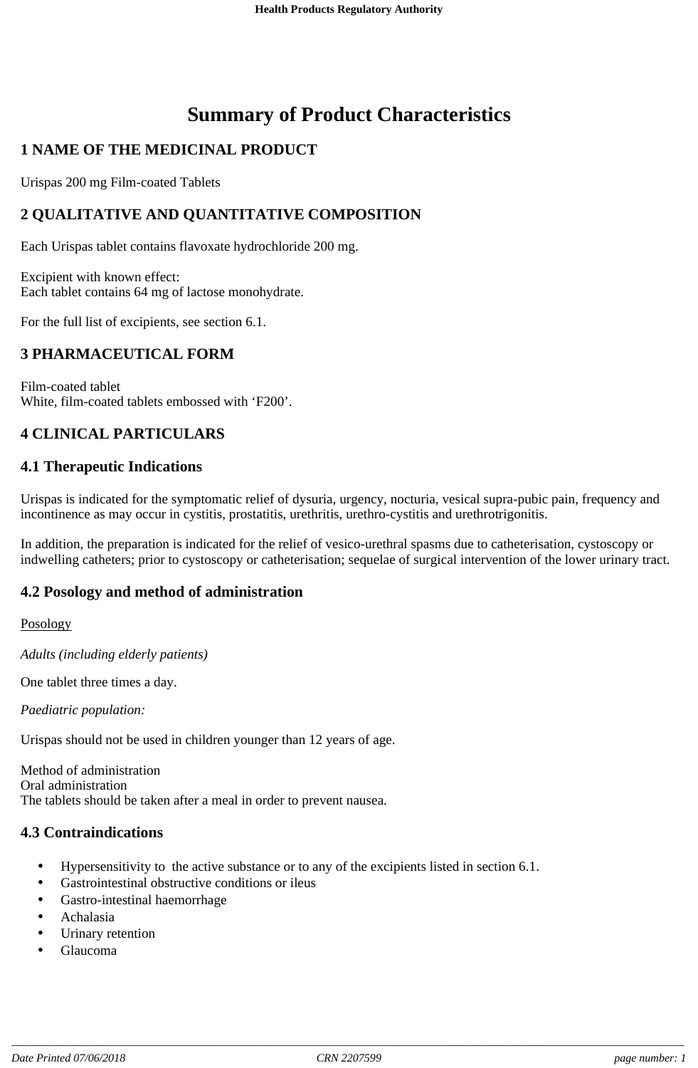# Summary of Product Characteristics

## 1 NAME OF THE MEDICINAL PRODUCT

Urispas 200 mg Film-coated Tablets

## 2 QUALITATIVE AND QUANTITATIVE COMPOSITION

Each Urispas tablet contains flavoxate hydrochloride 200 mg.

Excipient with known effect:
Each tablet contains 64 mg of lactose monohydrate.

For the full list of excipients, see section 6.1.

## 3 PHARMACEUTICAL FORM

Film-coated tablet
White, film-coated tablets embossed with 'F200'.

## 4 CLINICAL PARTICULARS

### 4.1 Therapeutic Indications

Urispas is indicated for the symptomatic relief of dysuria, urgency, nocturia, vesical supra-pubic pain, frequency and incontinence as may occur in cystitis, prostatitis, urethritis, urethro-cystitis and urethrotrigonitis.

In addition, the preparation is indicated for the relief of vesico-urethral spasms due to catheterisation, cystoscopy or indwelling catheters; prior to cystoscopy or catheterisation; sequelae of surgical intervention of the lower urinary tract.

### 4.2 Posology and method of administration

Posology

*Adults (including elderly patients)*

One tablet three times a day.

*Paediatric population:*

Urispas should not be used in children younger than 12 years of age.

Method of administration
Oral administration
The tablets should be taken after a meal in order to prevent nausea.

### 4.3 Contraindications

- Hypersensitivity to the active substance or to any of the excipients listed in section 6.1.
- Gastrointestinal obstructive conditions or ileus
- Gastro-intestinal haemorrhage
- Achalasia
- Urinary retention
- Glaucoma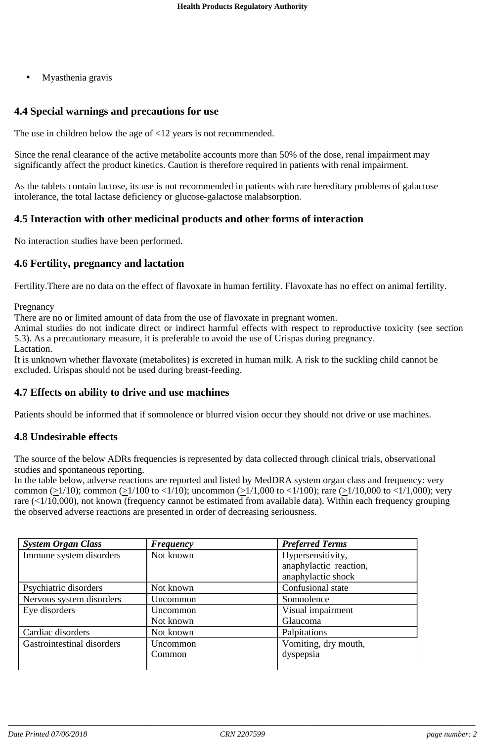- Myasthenia gravis

## 4.4 Special warnings and precautions for use

The use in children below the age of <12 years is not recommended.

Since the renal clearance of the active metabolite accounts more than 50% of the dose, renal impairment may significantly affect the product kinetics. Caution is therefore required in patients with renal impairment.

As the tablets contain lactose, its use is not recommended in patients with rare hereditary problems of galactose intolerance, the total lactase deficiency or glucose-galactose malabsorption.

## 4.5 Interaction with other medicinal products and other forms of interaction

No interaction studies have been performed.

## 4.6 Fertility, pregnancy and lactation

Fertility.There are no data on the effect of flavoxate in human fertility. Flavoxate has no effect on animal fertility.

Pregnancy
There are no or limited amount of data from the use of flavoxate in pregnant women.
Animal studies do not indicate direct or indirect harmful effects with respect to reproductive toxicity (see section 5.3). As a precautionary measure, it is preferable to avoid the use of Urispas during pregnancy.
Lactation.
It is unknown whether flavoxate (metabolites) is excreted in human milk. A risk to the suckling child cannot be excluded. Urispas should not be used during breast-feeding.

## 4.7 Effects on ability to drive and use machines

Patients should be informed that if somnolence or blurred vision occur they should not drive or use machines.

## 4.8 Undesirable effects

The source of the below ADRs frequencies is represented by data collected through clinical trials, observational studies and spontaneous reporting.
In the table below, adverse reactions are reported and listed by MedDRA system organ class and frequency: very common (≥1/10); common (≥1/100 to <1/10); uncommon (≥1/1,000 to <1/100); rare (≥1/10,000 to <1/1,000); very rare (<1/10,000), not known (frequency cannot be estimated from available data). Within each frequency grouping the observed adverse reactions are presented in order of decreasing seriousness.

| *System Organ Class* | *Frequency* | *Preferred Terms* |
|---|---|---|
| Immune system disorders | Not known | Hypersensitivity, anaphylactic reaction, anaphylactic shock |
| Psychiatric disorders | Not known | Confusional state |
| Nervous system disorders | Uncommon | Somnolence |
| Eye disorders | Uncommon<br>Not known | Visual impairment<br>Glaucoma |
| Cardiac disorders | Not known | Palpitations |
| Gastrointestinal disorders | Uncommon<br>Common | Vomiting, dry mouth,<br>dyspepsia |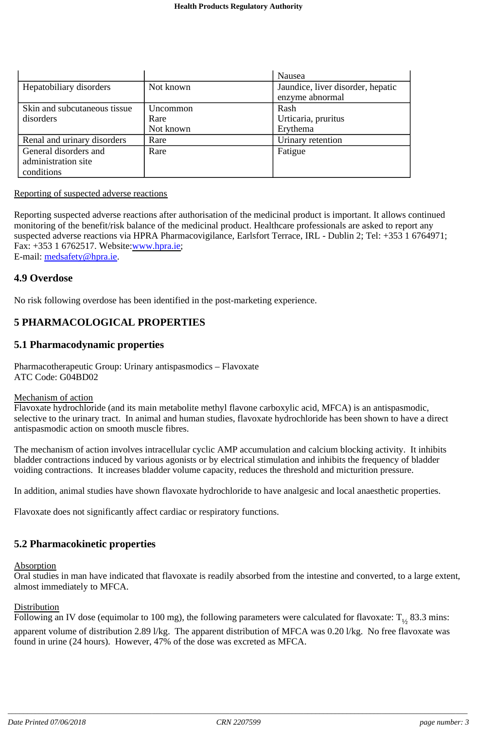| | | |
|---|---|---|
| | | Nausea |
| Hepatobiliary disorders | Not known | Jaundice, liver disorder, hepatic enzyme abnormal |
| Skin and subcutaneous tissue disorders | Uncommon<br>Rare<br>Not known | Rash<br>Urticaria, pruritus<br>Erythema |
| Renal and urinary disorders | Rare | Urinary retention |
| General disorders and administration site conditions | Rare | Fatigue |

Reporting of suspected adverse reactions

Reporting suspected adverse reactions after authorisation of the medicinal product is important. It allows continued monitoring of the benefit/risk balance of the medicinal product. Healthcare professionals are asked to report any suspected adverse reactions via HPRA Pharmacovigilance, Earlsfort Terrace, IRL - Dublin 2; Tel: +353 1 6764971; Fax: +353 1 6762517. Website:www.hpra.ie;
E-mail: medsafety@hpra.ie.

## 4.9 Overdose

No risk following overdose has been identified in the post-marketing experience.

# 5 PHARMACOLOGICAL PROPERTIES

## 5.1 Pharmacodynamic properties

Pharmacotherapeutic Group: Urinary antispasmodics – Flavoxate
ATC Code: G04BD02

Mechanism of action
Flavoxate hydrochloride (and its main metabolite methyl flavone carboxylic acid, MFCA) is an antispasmodic, selective to the urinary tract. In animal and human studies, flavoxate hydrochloride has been shown to have a direct antispasmodic action on smooth muscle fibres.

The mechanism of action involves intracellular cyclic AMP accumulation and calcium blocking activity. It inhibits bladder contractions induced by various agonists or by electrical stimulation and inhibits the frequency of bladder voiding contractions. It increases bladder volume capacity, reduces the threshold and micturition pressure.

In addition, animal studies have shown flavoxate hydrochloride to have analgesic and local anaesthetic properties.

Flavoxate does not significantly affect cardiac or respiratory functions.

## 5.2 Pharmacokinetic properties

Absorption
Oral studies in man have indicated that flavoxate is readily absorbed from the intestine and converted, to a large extent, almost immediately to MFCA.

Distribution
Following an IV dose (equimolar to 100 mg), the following parameters were calculated for flavoxate: $T_{½}$ 83.3 mins: apparent volume of distribution 2.89 l/kg. The apparent distribution of MFCA was 0.20 l/kg. No free flavoxate was found in urine (24 hours). However, 47% of the dose was excreted as MFCA.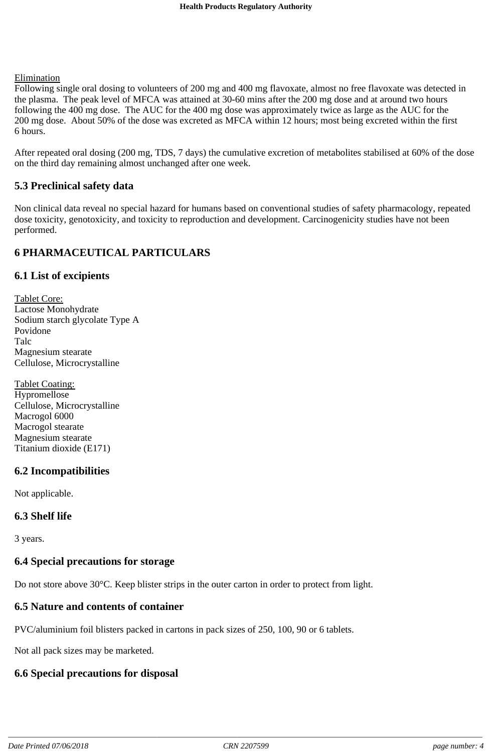Elimination

Following single oral dosing to volunteers of 200 mg and 400 mg flavoxate, almost no free flavoxate was detected in the plasma. The peak level of MFCA was attained at 30-60 mins after the 200 mg dose and at around two hours following the 400 mg dose. The AUC for the 400 mg dose was approximately twice as large as the AUC for the 200 mg dose. About 50% of the dose was excreted as MFCA within 12 hours; most being excreted within the first 6 hours.

After repeated oral dosing (200 mg, TDS, 7 days) the cumulative excretion of metabolites stabilised at 60% of the dose on the third day remaining almost unchanged after one week.

## 5.3 Preclinical safety data

Non clinical data reveal no special hazard for humans based on conventional studies of safety pharmacology, repeated dose toxicity, genotoxicity, and toxicity to reproduction and development. Carcinogenicity studies have not been performed.

# 6 PHARMACEUTICAL PARTICULARS

## 6.1 List of excipients

Tablet Core:
Lactose Monohydrate
Sodium starch glycolate Type A
Povidone
Talc
Magnesium stearate
Cellulose, Microcrystalline

Tablet Coating:
Hypromellose
Cellulose, Microcrystalline
Macrogol 6000
Macrogol stearate
Magnesium stearate
Titanium dioxide (E171)

## 6.2 Incompatibilities

Not applicable.

## 6.3 Shelf life

3 years.

## 6.4 Special precautions for storage

Do not store above 30°C. Keep blister strips in the outer carton in order to protect from light.

## 6.5 Nature and contents of container

PVC/aluminium foil blisters packed in cartons in pack sizes of 250, 100, 90 or 6 tablets.

Not all pack sizes may be marketed.

## 6.6 Special precautions for disposal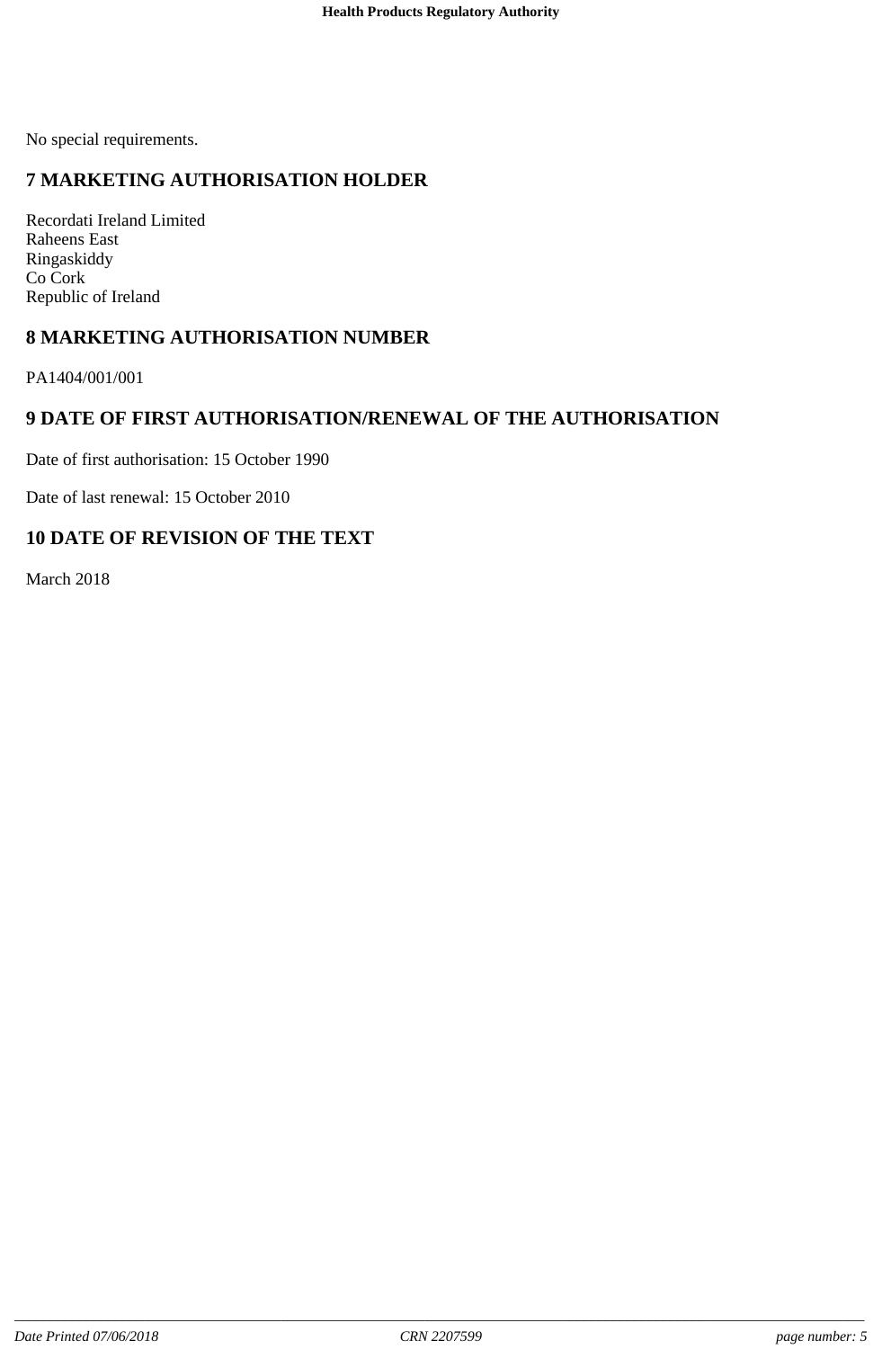No special requirements.

## 7 MARKETING AUTHORISATION HOLDER

Recordati Ireland Limited
Raheens East
Ringaskiddy
Co Cork
Republic of Ireland

## 8 MARKETING AUTHORISATION NUMBER

PA1404/001/001

## 9 DATE OF FIRST AUTHORISATION/RENEWAL OF THE AUTHORISATION

Date of first authorisation: 15 October 1990

Date of last renewal: 15 October 2010

## 10 DATE OF REVISION OF THE TEXT

March 2018